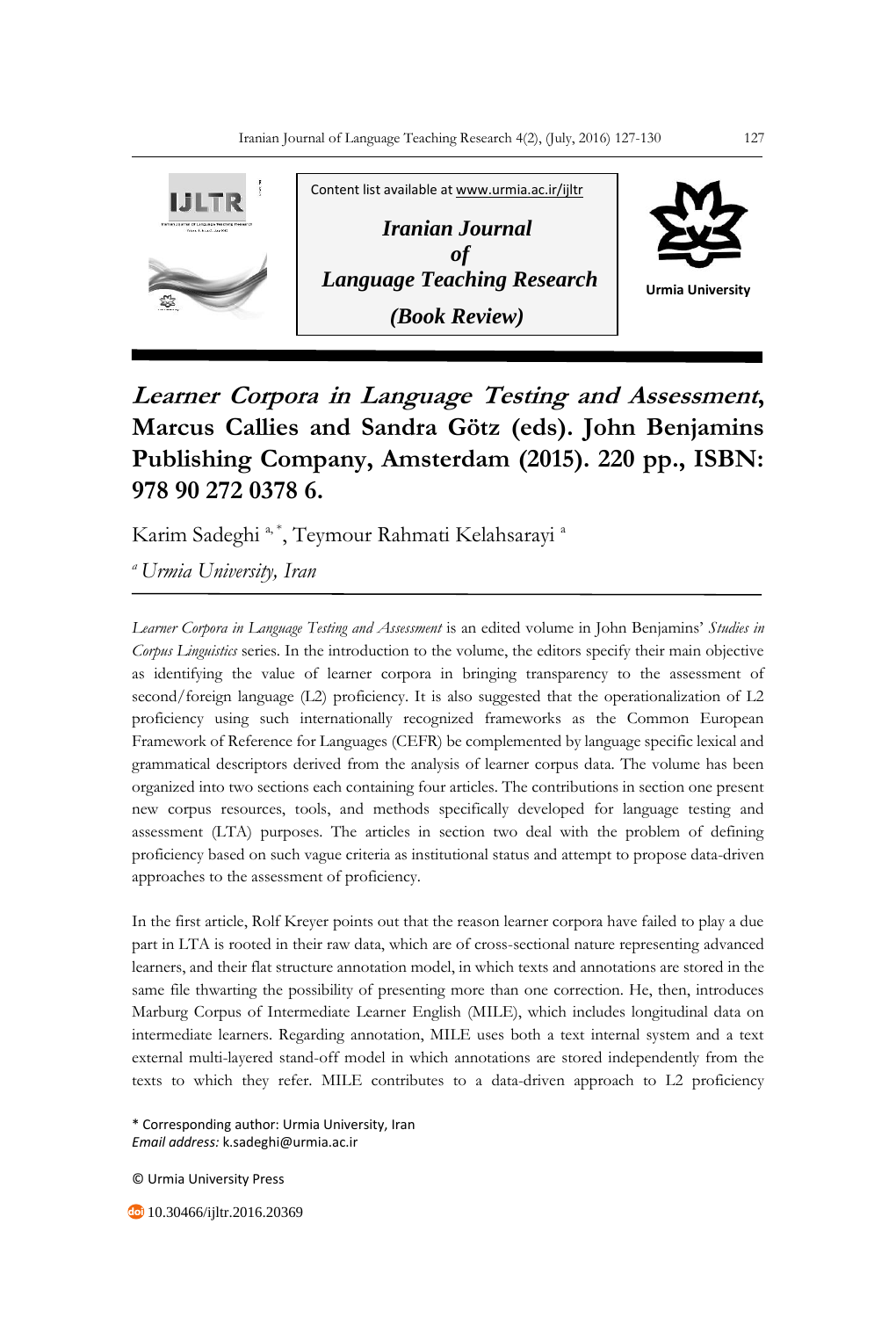Content list available at www.urmia.ac.ir/ijltr

***Iranian Journal of Language Teaching Research***

***(Book Review)***

Urmia University

# *Learner Corpora in Language Testing and Assessment*, Marcus Callies and Sandra Götz (eds). John Benjamins Publishing Company, Amsterdam (2015). 220 pp., ISBN: 978 90 272 0378 6.

Karim Sadeghi [a, *], Teymour Rahmati Kelahsarayi [a]

[a] *Urmia University, Iran*

---

*Learner Corpora in Language Testing and Assessment* is an edited volume in John Benjamins' *Studies in Corpus Linguistics* series. In the introduction to the volume, the editors specify their main objective as identifying the value of learner corpora in bringing transparency to the assessment of second/foreign language (L2) proficiency. It is also suggested that the operationalization of L2 proficiency using such internationally recognized frameworks as the Common European Framework of Reference for Languages (CEFR) be complemented by language specific lexical and grammatical descriptors derived from the analysis of learner corpus data. The volume has been organized into two sections each containing four articles. The contributions in section one present new corpus resources, tools, and methods specifically developed for language testing and assessment (LTA) purposes. The articles in section two deal with the problem of defining proficiency based on such vague criteria as institutional status and attempt to propose data-driven approaches to the assessment of proficiency.

In the first article, Rolf Kreyer points out that the reason learner corpora have failed to play a due part in LTA is rooted in their raw data, which are of cross-sectional nature representing advanced learners, and their flat structure annotation model, in which texts and annotations are stored in the same file thwarting the possibility of presenting more than one correction. He, then, introduces Marburg Corpus of Intermediate Learner English (MILE), which includes longitudinal data on intermediate learners. Regarding annotation, MILE uses both a text internal system and a text external multi-layered stand-off model in which annotations are stored independently from the texts to which they refer. MILE contributes to a data-driven approach to L2 proficiency

\* Corresponding author: Urmia University, Iran
*Email address:* k.sadeghi@urmia.ac.ir

© Urmia University Press

10.30466/ijltr.2016.20369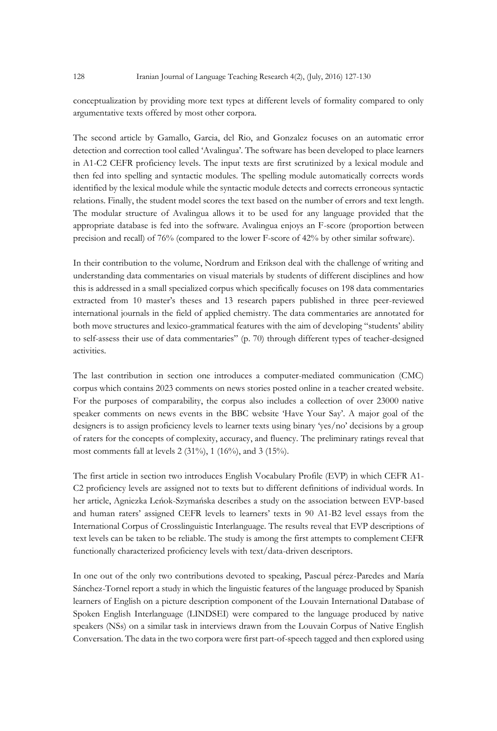conceptualization by providing more text types at different levels of formality compared to only argumentative texts offered by most other corpora.

The second article by Gamallo, Garcia, del Rio, and Gonzalez focuses on an automatic error detection and correction tool called 'Avalingua'. The software has been developed to place learners in A1-C2 CEFR proficiency levels. The input texts are first scrutinized by a lexical module and then fed into spelling and syntactic modules. The spelling module automatically corrects words identified by the lexical module while the syntactic module detects and corrects erroneous syntactic relations. Finally, the student model scores the text based on the number of errors and text length. The modular structure of Avalingua allows it to be used for any language provided that the appropriate database is fed into the software. Avalingua enjoys an F-score (proportion between precision and recall) of 76% (compared to the lower F-score of 42% by other similar software).

In their contribution to the volume, Nordrum and Erikson deal with the challenge of writing and understanding data commentaries on visual materials by students of different disciplines and how this is addressed in a small specialized corpus which specifically focuses on 198 data commentaries extracted from 10 master's theses and 13 research papers published in three peer-reviewed international journals in the field of applied chemistry. The data commentaries are annotated for both move structures and lexico-grammatical features with the aim of developing "students' ability to self-assess their use of data commentaries" (p. 70) through different types of teacher-designed activities.

The last contribution in section one introduces a computer-mediated communication (CMC) corpus which contains 2023 comments on news stories posted online in a teacher created website. For the purposes of comparability, the corpus also includes a collection of over 23000 native speaker comments on news events in the BBC website 'Have Your Say'. A major goal of the designers is to assign proficiency levels to learner texts using binary 'yes/no' decisions by a group of raters for the concepts of complexity, accuracy, and fluency. The preliminary ratings reveal that most comments fall at levels 2 (31%), 1 (16%), and 3 (15%).

The first article in section two introduces English Vocabulary Profile (EVP) in which CEFR A1-C2 proficiency levels are assigned not to texts but to different definitions of individual words. In her article, Agniezka Leńok-Szymańska describes a study on the association between EVP-based and human raters' assigned CEFR levels to learners' texts in 90 A1-B2 level essays from the International Corpus of Crosslinguistic Interlanguage. The results reveal that EVP descriptions of text levels can be taken to be reliable. The study is among the first attempts to complement CEFR functionally characterized proficiency levels with text/data-driven descriptors.

In one out of the only two contributions devoted to speaking, Pascual pérez-Paredes and María Sánchez-Tornel report a study in which the linguistic features of the language produced by Spanish learners of English on a picture description component of the Louvain International Database of Spoken English Interlanguage (LINDSEI) were compared to the language produced by native speakers (NSs) on a similar task in interviews drawn from the Louvain Corpus of Native English Conversation. The data in the two corpora were first part-of-speech tagged and then explored using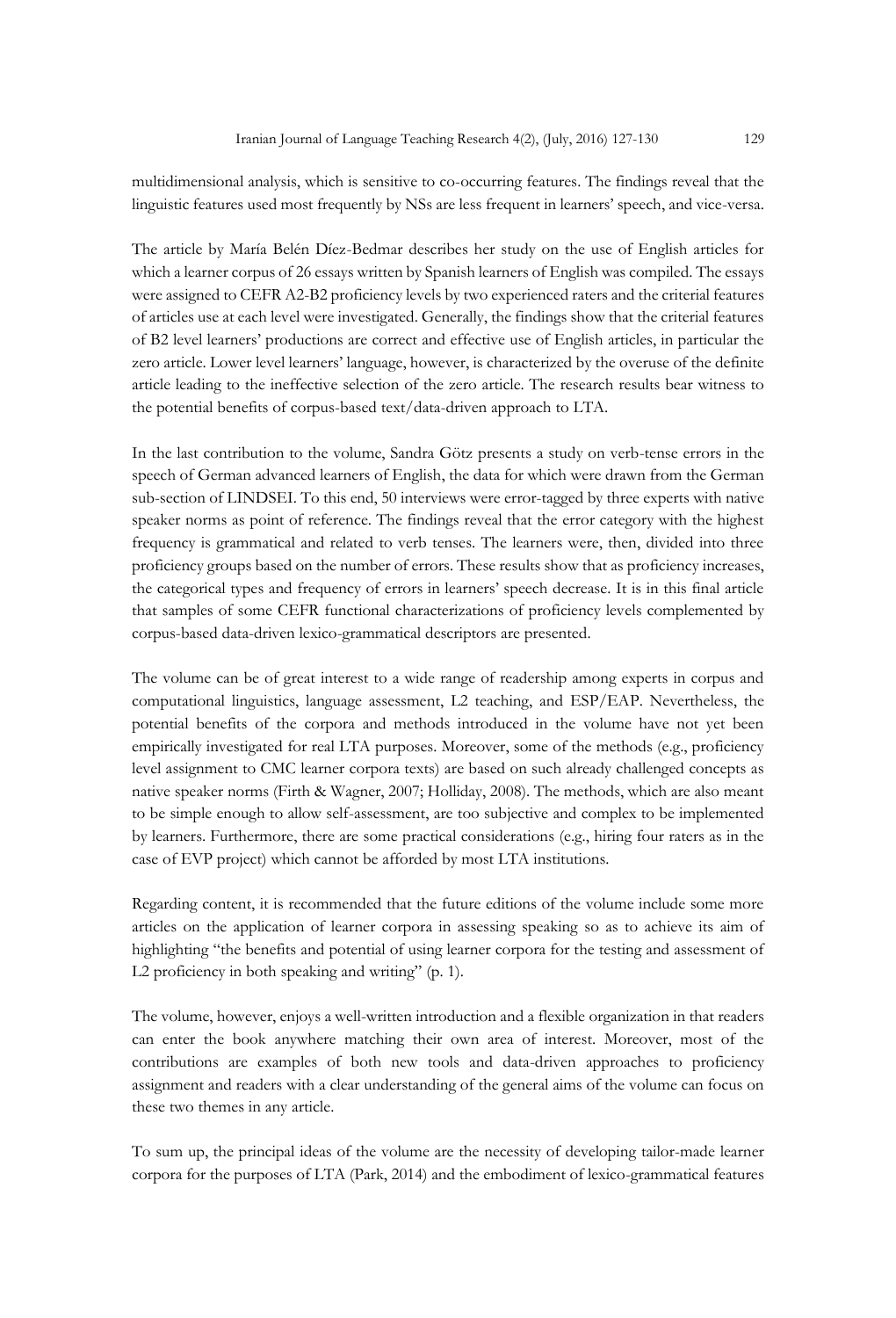multidimensional analysis, which is sensitive to co-occurring features. The findings reveal that the linguistic features used most frequently by NSs are less frequent in learners' speech, and vice-versa.

The article by María Belén Díez-Bedmar describes her study on the use of English articles for which a learner corpus of 26 essays written by Spanish learners of English was compiled. The essays were assigned to CEFR A2-B2 proficiency levels by two experienced raters and the criterial features of articles use at each level were investigated. Generally, the findings show that the criterial features of B2 level learners' productions are correct and effective use of English articles, in particular the zero article. Lower level learners' language, however, is characterized by the overuse of the definite article leading to the ineffective selection of the zero article. The research results bear witness to the potential benefits of corpus-based text/data-driven approach to LTA.

In the last contribution to the volume, Sandra Götz presents a study on verb-tense errors in the speech of German advanced learners of English, the data for which were drawn from the German sub-section of LINDSEI. To this end, 50 interviews were error-tagged by three experts with native speaker norms as point of reference. The findings reveal that the error category with the highest frequency is grammatical and related to verb tenses. The learners were, then, divided into three proficiency groups based on the number of errors. These results show that as proficiency increases, the categorical types and frequency of errors in learners' speech decrease. It is in this final article that samples of some CEFR functional characterizations of proficiency levels complemented by corpus-based data-driven lexico-grammatical descriptors are presented.

The volume can be of great interest to a wide range of readership among experts in corpus and computational linguistics, language assessment, L2 teaching, and ESP/EAP. Nevertheless, the potential benefits of the corpora and methods introduced in the volume have not yet been empirically investigated for real LTA purposes. Moreover, some of the methods (e.g., proficiency level assignment to CMC learner corpora texts) are based on such already challenged concepts as native speaker norms (Firth & Wagner, 2007; Holliday, 2008). The methods, which are also meant to be simple enough to allow self-assessment, are too subjective and complex to be implemented by learners. Furthermore, there are some practical considerations (e.g., hiring four raters as in the case of EVP project) which cannot be afforded by most LTA institutions.

Regarding content, it is recommended that the future editions of the volume include some more articles on the application of learner corpora in assessing speaking so as to achieve its aim of highlighting "the benefits and potential of using learner corpora for the testing and assessment of L2 proficiency in both speaking and writing" (p. 1).

The volume, however, enjoys a well-written introduction and a flexible organization in that readers can enter the book anywhere matching their own area of interest. Moreover, most of the contributions are examples of both new tools and data-driven approaches to proficiency assignment and readers with a clear understanding of the general aims of the volume can focus on these two themes in any article.

To sum up, the principal ideas of the volume are the necessity of developing tailor-made learner corpora for the purposes of LTA (Park, 2014) and the embodiment of lexico-grammatical features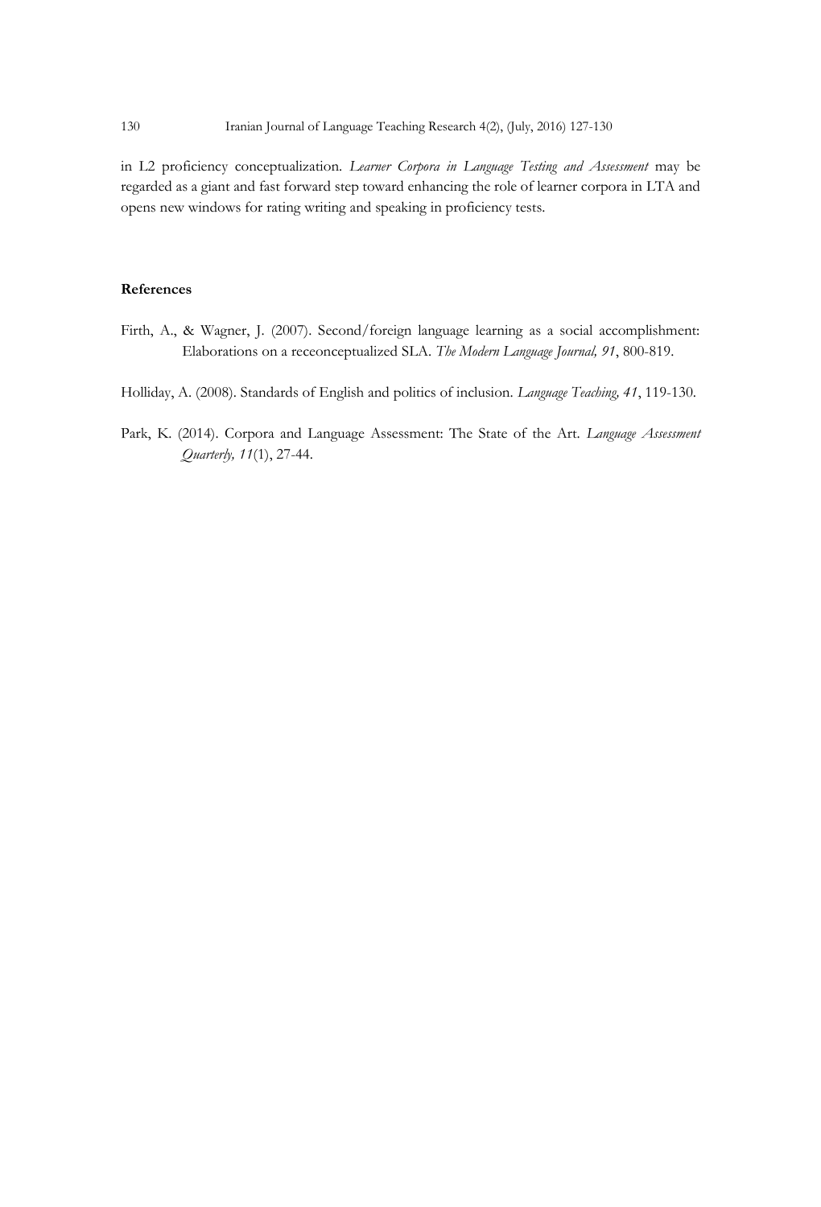in L2 proficiency conceptualization. *Learner Corpora in Language Testing and Assessment* may be regarded as a giant and fast forward step toward enhancing the role of learner corpora in LTA and opens new windows for rating writing and speaking in proficiency tests.

## References

Firth, A., & Wagner, J. (2007). Second/foreign language learning as a social accomplishment: Elaborations on a receonceptualized SLA. *The Modern Language Journal, 91*, 800-819.

Holliday, A. (2008). Standards of English and politics of inclusion. *Language Teaching, 41*, 119-130.

Park, K. (2014). Corpora and Language Assessment: The State of the Art. *Language Assessment Quarterly, 11*(1), 27-44.